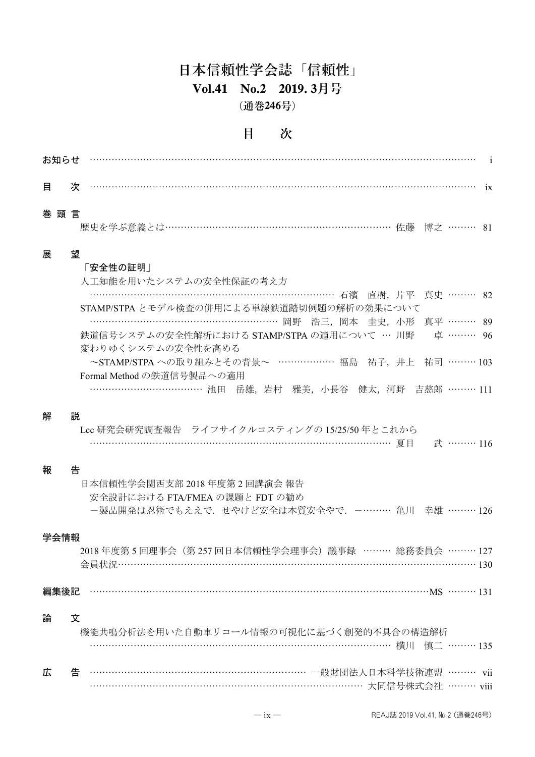# 日本信頼性学会誌「信頼性」

## Vol.41　No.2　2019. 3月号

（通巻246号）

## 目　次

**お知らせ** ………………………………………………………………………………………… i

**目　次** ………………………………………………………………………………………… ix

**巻 頭 言**

歴史を学ぶ意義とは……………………………………………… 佐藤　博之 ……… 81

**展　望**

**「安全性の証明」**

人工知能を用いたシステムの安全性保証の考え方
…………………………………………………… 石濱　直樹，片平　真史 ……… 82

STAMP/STPA とモデル検査の併用による単線鉄道踏切例題の解析の効果について
…………………………………… 岡野　浩三，岡本　圭史，小形　真平 ……… 89

鉄道信号システムの安全性解析における STAMP/STPA の適用について … 川野　　卓 ……… 96

変わりゆくシステムの安全性を高める
～STAMP/STPA への取り組みとその背景～ ……………… 福島　祐子，井上　祐司 ……… 103

Formal Method の鉄道信号製品への適用
……………………… 池田　岳雄，岩村　雅美，小長谷　健太，河野　吉慈郎 ……… 111

**解　説**

Lcc 研究会研究調査報告　ライフサイクルコスティングの 15/25/50 年とこれから
……………………………………………………………………… 夏目　　武 ……… 116

**報　告**

日本信頼性学会関西支部 2018 年度第 2 回講演会 報告
安全設計における FTA/FMEA の課題と FDT の勧め
－製品開発は忍術でもええで．せやけど安全は本質安全やで．－……… 亀川　幸雄 ……… 126

**学会情報**

2018 年度第 5 回理事会（第 257 回日本信頼性学会理事会）議事録 ……… 総務委員会 ……… 127

会員状況……………………………………………………………………………………… 130

**編集後記** ……………………………………………………………………………MS ……… 131

**論　文**

機能共鳴分析法を用いた自動車リコール情報の可視化に基づく創発的不具合の構造解析
……………………………………………………………………… 横川　慎二 ……… 135

**広　告** ……………………………………………………… 一般財団法人日本科学技術連盟 ……… vii

……………………………………………………………………… 大同信号株式会社 ……… viii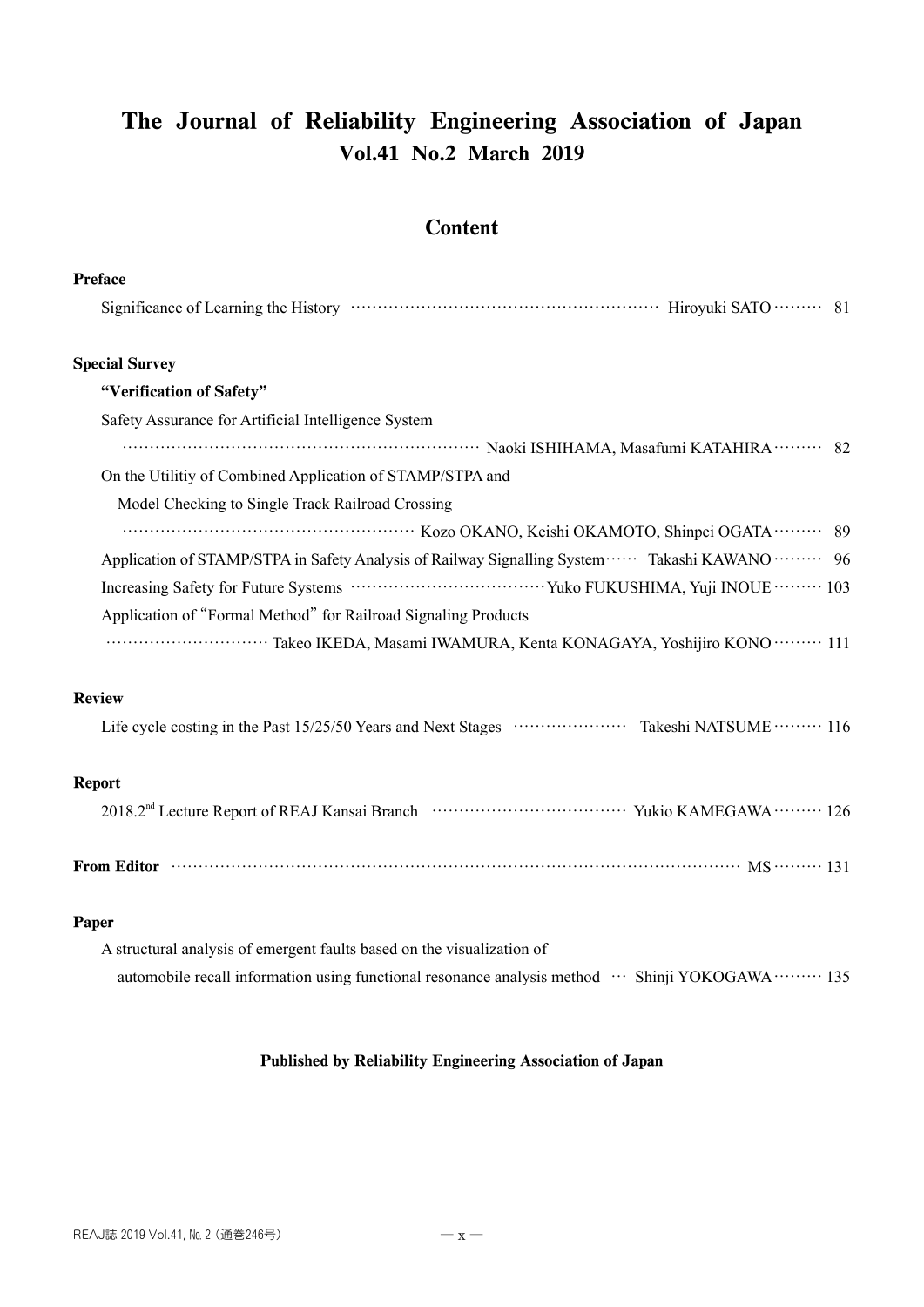# The Journal of Reliability Engineering Association of Japan
## Vol.41 No.2 March 2019

## Content

**Preface**

Significance of Learning the History ······ Hiroyuki SATO ······ 81

**Special Survey**

**"Verification of Safety"**

Safety Assurance for Artificial Intelligence System ······ Naoki ISHIHAMA, Masafumi KATAHIRA ······ 82

On the Utilitiy of Combined Application of STAMP/STPA and Model Checking to Single Track Railroad Crossing ······ Kozo OKANO, Keishi OKAMOTO, Shinpei OGATA ······ 89

Application of STAMP/STPA in Safety Analysis of Railway Signalling System ······ Takashi KAWANO ······ 96

Increasing Safety for Future Systems ······ Yuko FUKUSHIMA, Yuji INOUE ······ 103

Application of "Formal Method" for Railroad Signaling Products ······ Takeo IKEDA, Masami IWAMURA, Kenta KONAGAYA, Yoshijiro KONO ······ 111

**Review**

Life cycle costing in the Past 15/25/50 Years and Next Stages ······ Takeshi NATSUME ······ 116

**Report**

2018.2nd Lecture Report of REAJ Kansai Branch ······ Yukio KAMEGAWA ······ 126

**From Editor** ······ MS ······ 131

**Paper**

A structural analysis of emergent faults based on the visualization of automobile recall information using functional resonance analysis method ··· Shinji YOKOGAWA ······ 135

**Published by Reliability Engineering Association of Japan**